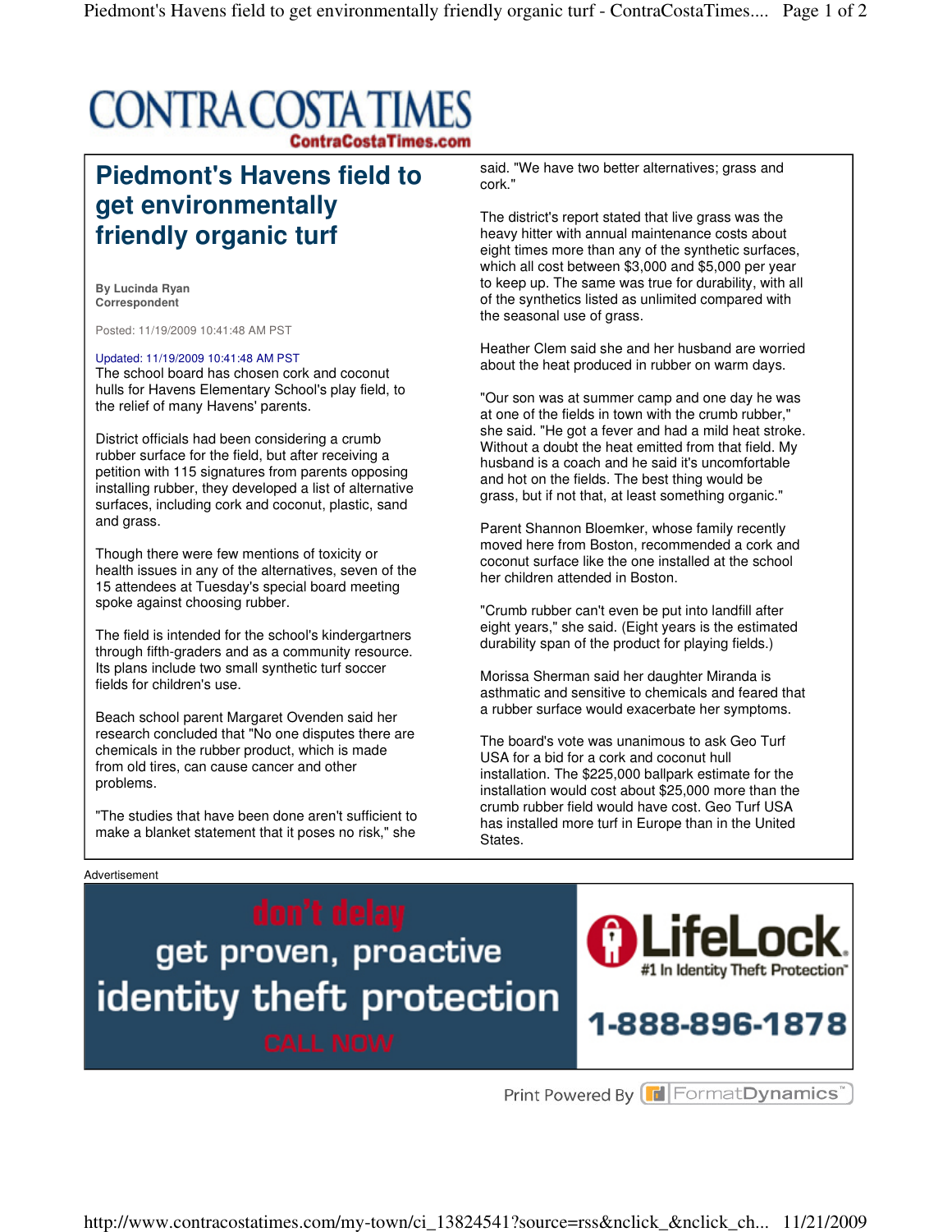# CONTRA COSTA TIMES

ContraCostaTimes.com

## Piedmont's Havens field to get environmentally friendly organic turf

**By Lucinda Ryan**
**Correspondent**

Posted: 11/19/2009 10:41:48 AM PST

Updated: 11/19/2009 10:41:48 AM PST

The school board has chosen cork and coconut hulls for Havens Elementary School's play field, to the relief of many Havens' parents.

District officials had been considering a crumb rubber surface for the field, but after receiving a petition with 115 signatures from parents opposing installing rubber, they developed a list of alternative surfaces, including cork and coconut, plastic, sand and grass.

Though there were few mentions of toxicity or health issues in any of the alternatives, seven of the 15 attendees at Tuesday's special board meeting spoke against choosing rubber.

The field is intended for the school's kindergartners through fifth-graders and as a community resource. Its plans include two small synthetic turf soccer fields for children's use.

Beach school parent Margaret Ovenden said her research concluded that "No one disputes there are chemicals in the rubber product, which is made from old tires, can cause cancer and other problems.

"The studies that have been done aren't sufficient to make a blanket statement that it poses no risk," she said. "We have two better alternatives; grass and cork."

The district's report stated that live grass was the heavy hitter with annual maintenance costs about eight times more than any of the synthetic surfaces, which all cost between $3,000 and $5,000 per year to keep up. The same was true for durability, with all of the synthetics listed as unlimited compared with the seasonal use of grass.

Heather Clem said she and her husband are worried about the heat produced in rubber on warm days.

"Our son was at summer camp and one day he was at one of the fields in town with the crumb rubber," she said. "He got a fever and had a mild heat stroke. Without a doubt the heat emitted from that field. My husband is a coach and he said it's uncomfortable and hot on the fields. The best thing would be grass, but if not that, at least something organic."

Parent Shannon Bloemker, whose family recently moved here from Boston, recommended a cork and coconut surface like the one installed at the school her children attended in Boston.

"Crumb rubber can't even be put into landfill after eight years," she said. (Eight years is the estimated durability span of the product for playing fields.)

Morissa Sherman said her daughter Miranda is asthmatic and sensitive to chemicals and feared that a rubber surface would exacerbate her symptoms.

The board's vote was unanimous to ask Geo Turf USA for a bid for a cork and coconut hull installation. The $225,000 ballpark estimate for the installation would cost about $25,000 more than the crumb rubber field would have cost. Geo Turf USA has installed more turf in Europe than in the United States.

Advertisement

don't delay get proven, proactive identity theft protection CALL NOW

LifeLock #1 In Identity Theft Protection 1-888-896-1878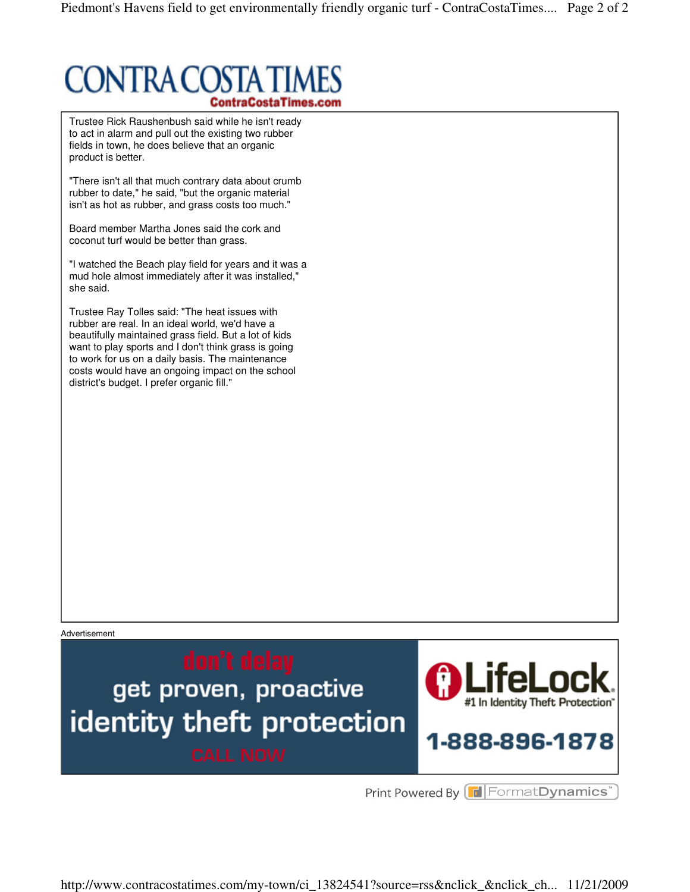Trustee Rick Raushenbush said while he isn't ready to act in alarm and pull out the existing two rubber fields in town, he does believe that an organic product is better.

"There isn't all that much contrary data about crumb rubber to date," he said, "but the organic material isn't as hot as rubber, and grass costs too much."

Board member Martha Jones said the cork and coconut turf would be better than grass.

"I watched the Beach play field for years and it was a mud hole almost immediately after it was installed," she said.

Trustee Ray Tolles said: "The heat issues with rubber are real. In an ideal world, we'd have a beautifully maintained grass field. But a lot of kids want to play sports and I don't think grass is going to work for us on a daily basis. The maintenance costs would have an ongoing impact on the school district's budget. I prefer organic fill."